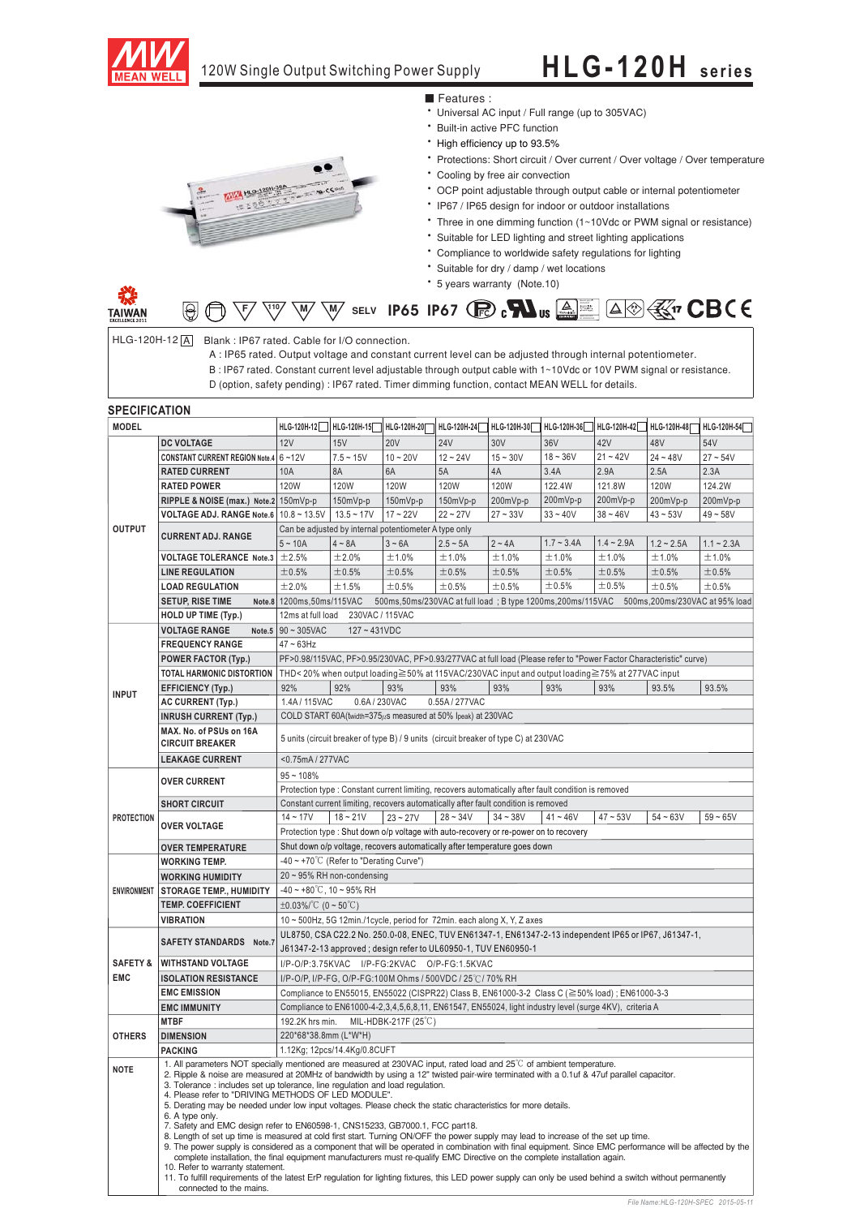# HLG-120H series

120W Single Output Switching Power Supply

## Features :

- Universal AC input / Full range (up to 305VAC)
- Built-in active PFC function
- High efficiency up to 93.5%
- Protections: Short circuit / Over current / Over voltage / Over temperature
- Cooling by free air convection
- OCP point adjustable through output cable or internal potentiometer
- IP67 / IP65 design for indoor or outdoor installations
- Three in one dimming function (1~10Vdc or PWM signal or resistance)
- Suitable for LED lighting and street lighting applications
- Compliance to worldwide safety regulations for lighting
- Suitable for dry / damp / wet locations
- 5 years warranty (Note.10)

SELV IP65 IP67 CB CE

HLG-120H-12 A

Blank : IP67 rated. Cable for I/O connection.
A : IP65 rated. Output voltage and constant current level can be adjusted through internal potentiometer.
B : IP67 rated. Constant current level adjustable through output cable with 1~10Vdc or 10V PWM signal or resistance.
D (option, safety pending) : IP67 rated. Timer dimming function, contact MEAN WELL for details.

## SPECIFICATION

| MODEL | | HLG-120H-12 | HLG-120H-15 | HLG-120H-20 | HLG-120H-24 | HLG-120H-30 | HLG-120H-36 | HLG-120H-42 | HLG-120H-48 | HLG-120H-54 |
|---|---|---|---|---|---|---|---|---|---|---|
| OUTPUT | DC VOLTAGE | 12V | 15V | 20V | 24V | 30V | 36V | 42V | 48V | 54V |
| | CONSTANT CURRENT REGION Note.4 | 6 ~12V | 7.5 ~ 15V | 10 ~ 20V | 12 ~ 24V | 15 ~ 30V | 18 ~ 36V | 21 ~ 42V | 24 ~ 48V | 27 ~ 54V |
| | RATED CURRENT | 10A | 8A | 6A | 5A | 4A | 3.4A | 2.9A | 2.5A | 2.3A |
| | RATED POWER | 120W | 120W | 120W | 120W | 120W | 122.4W | 121.8W | 120W | 124.2W |
| | RIPPLE & NOISE (max.) Note.2 | 150mVp-p | 150mVp-p | 150mVp-p | 150mVp-p | 200mVp-p | 200mVp-p | 200mVp-p | 200mVp-p | 200mVp-p |
| | VOLTAGE ADJ. RANGE Note.6 | 10.8 ~ 13.5V | 13.5 ~ 17V | 17 ~ 22V | 22 ~ 27V | 27 ~ 33V | 33 ~ 40V | 38 ~ 46V | 43 ~ 53V | 49 ~ 58V |
| | CURRENT ADJ. RANGE | Can be adjusted by internal potentiometer A type only | | | | | | | | |
| | | 5 ~ 10A | 4 ~ 8A | 3 ~ 6A | 2.5 ~ 5A | 2 ~ 4A | 1.7 ~ 3.4A | 1.4 ~ 2.9A | 1.2 ~ 2.5A | 1.1 ~ 2.3A |
| | VOLTAGE TOLERANCE Note.3 | ±2.5% | ±2.0% | ±1.0% | ±1.0% | ±1.0% | ±1.0% | ±1.0% | ±1.0% | ±1.0% |
| | LINE REGULATION | ±0.5% | ±0.5% | ±0.5% | ±0.5% | ±0.5% | ±0.5% | ±0.5% | ±0.5% | ±0.5% |
| | LOAD REGULATION | ±2.0% | ±1.5% | ±0.5% | ±0.5% | ±0.5% | ±0.5% | ±0.5% | ±0.5% | ±0.5% |
| | SETUP, RISE TIME Note.8 | 1200ms,50ms/115VAC 500ms,50ms/230VAC at full load ; B type 1200ms,200ms/115VAC 500ms,200ms/230VAC at 95% load | | | | | | | | |
| | HOLD UP TIME (Typ.) | 12ms at full load 230VAC / 115VAC | | | | | | | | |
| INPUT | VOLTAGE RANGE Note.5 | 90 ~ 305VAC 127 ~ 431VDC | | | | | | | | |
| | FREQUENCY RANGE | 47 ~ 63Hz | | | | | | | | |
| | POWER FACTOR (Typ.) | PF>0.98/115VAC, PF>0.95/230VAC, PF>0.93/277VAC at full load (Please refer to "Power Factor Characteristic" curve) | | | | | | | | |
| | TOTAL HARMONIC DISTORTION | THD< 20% when output loading≧50% at 115VAC/230VAC input and output loading≧75% at 277VAC input | | | | | | | | |
| | EFFICIENCY (Typ.) | 92% | 92% | 93% | 93% | 93% | 93% | 93% | 93.5% | 93.5% |
| | AC CURRENT (Typ.) | 1.4A / 115VAC 0.6A / 230VAC 0.55A / 277VAC | | | | | | | | |
| | INRUSH CURRENT (Typ.) | COLD START 60A(twidth=375μs measured at 50% Ipeak) at 230VAC | | | | | | | | |
| | MAX. No. of PSUs on 16A CIRCUIT BREAKER | 5 units (circuit breaker of type B) / 9 units (circuit breaker of type C) at 230VAC | | | | | | | | |
| | LEAKAGE CURRENT | <0.75mA / 277VAC | | | | | | | | |
| PROTECTION | OVER CURRENT | 95 ~ 108% | | | | | | | | |
| | | Protection type : Constant current limiting, recovers automatically after fault condition is removed | | | | | | | | |
| | SHORT CIRCUIT | Constant current limiting, recovers automatically after fault condition is removed | | | | | | | | |
| | OVER VOLTAGE | 14 ~ 17V | 18 ~ 21V | 23 ~ 27V | 28 ~ 34V | 34 ~ 38V | 41 ~ 46V | 47 ~ 53V | 54 ~ 63V | 59 ~ 65V |
| | | Protection type : Shut down o/p voltage with auto-recovery or re-power on to recovery | | | | | | | | |
| | OVER TEMPERATURE | Shut down o/p voltage, recovers automatically after temperature goes down | | | | | | | | |
| ENVIRONMENT | WORKING TEMP. | -40 ~ +70℃ (Refer to "Derating Curve") | | | | | | | | |
| | WORKING HUMIDITY | 20 ~ 95% RH non-condensing | | | | | | | | |
| | STORAGE TEMP., HUMIDITY | -40 ~ +80℃, 10 ~ 95% RH | | | | | | | | |
| | TEMP. COEFFICIENT | ±0.03%/℃ (0 ~ 50℃) | | | | | | | | |
| | VIBRATION | 10 ~ 500Hz, 5G 12min./1cycle, period for 72min. each along X, Y, Z axes | | | | | | | | |
| SAFETY & EMC | SAFETY STANDARDS Note.7 | UL8750, CSA C22.2 No. 250.0-08, ENEC, TUV EN61347-1, EN61347-2-13 independent IP65 or IP67, J61347-1, J61347-2-13 approved ; design refer to UL60950-1, TUV EN60950-1 | | | | | | | | |
| | WITHSTAND VOLTAGE | I/P-O/P:3.75KVAC I/P-FG:2KVAC O/P-FG:1.5KVAC | | | | | | | | |
| | ISOLATION RESISTANCE | I/P-O/P, I/P-FG, O/P-FG:100M Ohms / 500VDC / 25℃/ 70% RH | | | | | | | | |
| | EMC EMISSION | Compliance to EN55015, EN55022 (CISPR22) Class B, EN61000-3-2 Class C (≧50% load) ; EN61000-3-3 | | | | | | | | |
| | EMC IMMUNITY | Compliance to EN61000-4-2,3,4,5,6,8,11, EN61547, EN55024, light industry level (surge 4KV), criteria A | | | | | | | | |
| OTHERS | MTBF | 192.2K hrs min. MIL-HDBK-217F (25℃) | | | | | | | | |
| | DIMENSION | 220*68*38.8mm (L*W*H) | | | | | | | | |
| | PACKING | 1.12Kg; 12pcs/14.4Kg/0.8CUFT | | | | | | | | |

**NOTE**

1. All parameters NOT specially mentioned are measured at 230VAC input, rated load and 25℃ of ambient temperature.
2. Ripple & noise are measured at 20MHz of bandwidth by using a 12" twisted pair-wire terminated with a 0.1uf & 47uf parallel capacitor.
3. Tolerance : includes set up tolerance, line regulation and load regulation.
4. Please refer to "DRIVING METHODS OF LED MODULE".
5. Derating may be needed under low input voltages. Please check the static characteristics for more details.
6. A type only.
7. Safety and EMC design refer to EN60598-1, CNS15233, GB7000.1, FCC part18.
8. Length of set up time is measured at cold first start. Turning ON/OFF the power supply may lead to increase of the set up time.
9. The power supply is considered as a component that will be operated in combination with final equipment. Since EMC performance will be affected by the complete installation, the final equipment manufacturers must re-qualify EMC Directive on the complete installation again.
10. Refer to warranty statement.
11. To fulfill requirements of the latest ErP regulation for lighting fixtures, this LED power supply can only be used behind a switch without permanently connected to the mains.

File Name:HLG-120H-SPEC 2015-05-11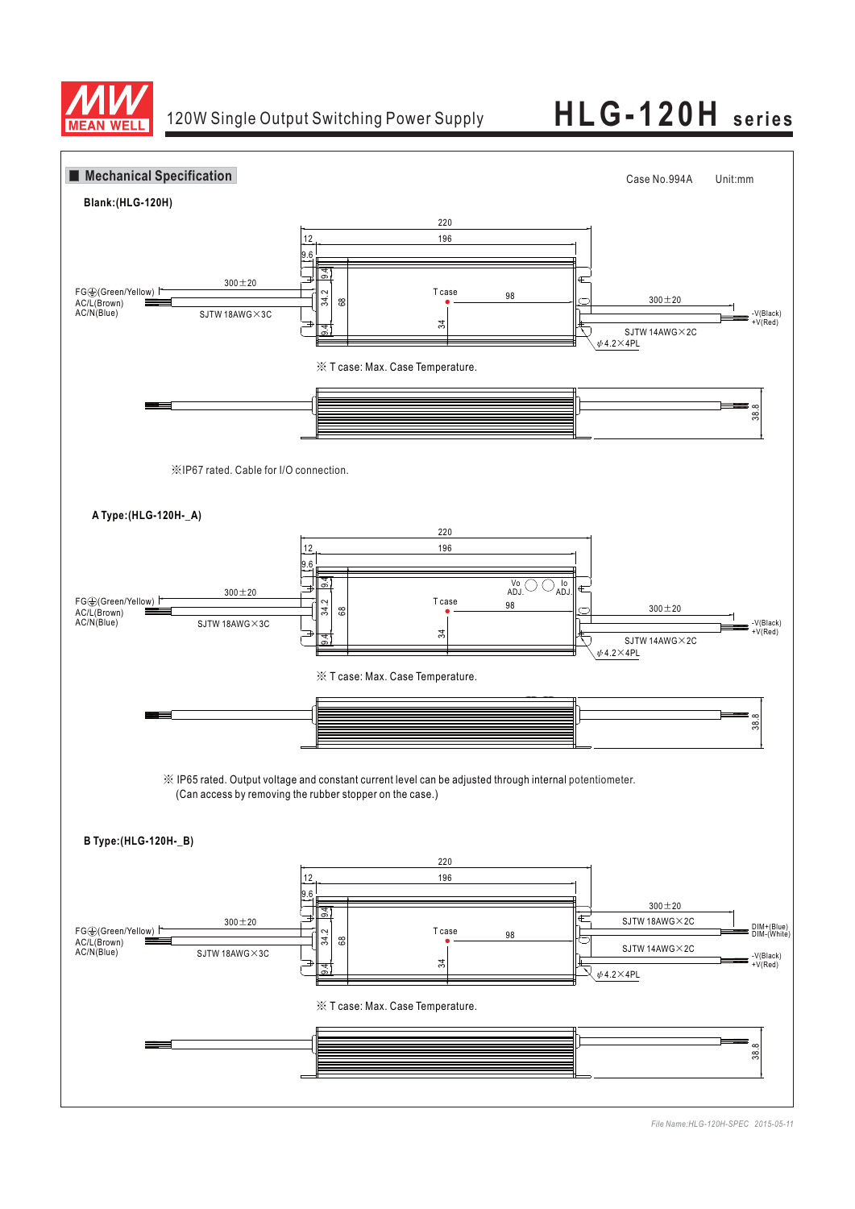## Mechanical Specification

Case No.994A　　Unit:mm

**Blank:(HLG-120H)**

220
196
12
9.6
9.4
34.2
68
9.4
T case
98
34
300±20
FG⏚(Green/Yellow)
AC/L(Brown)
AC/N(Blue)
SJTW 18AWG×3C
300±20
-V(Black)
+V(Red)
SJTW 14AWG×2C
ϕ4.2×4PL

※ T case: Max. Case Temperature.

38.8

※IP67 rated. Cable for I/O connection.

**A Type:(HLG-120H-_A)**

220
196
12
9.6
9.4
34.2
68
9.4
Vo ADJ.
Io ADJ.
T case
98
34
300±20
FG⏚(Green/Yellow)
AC/L(Brown)
AC/N(Blue)
SJTW 18AWG×3C
300±20
-V(Black)
+V(Red)
SJTW 14AWG×2C
ϕ4.2×4PL

※ T case: Max. Case Temperature.

38.8

※ IP65 rated. Output voltage and constant current level can be adjusted through internal potentiometer.
(Can access by removing the rubber stopper on the case.)

**B Type:(HLG-120H-_B)**

220
196
12
9.6
9.4
34.2
68
9.4
T case
98
34
300±20
FG⏚(Green/Yellow)
AC/L(Brown)
AC/N(Blue)
SJTW 18AWG×3C
300±20
SJTW 18AWG×2C
DIM+(Blue)
DIM-(White)
SJTW 14AWG×2C
-V(Black)
+V(Red)
ϕ4.2×4PL

※ T case: Max. Case Temperature.

38.8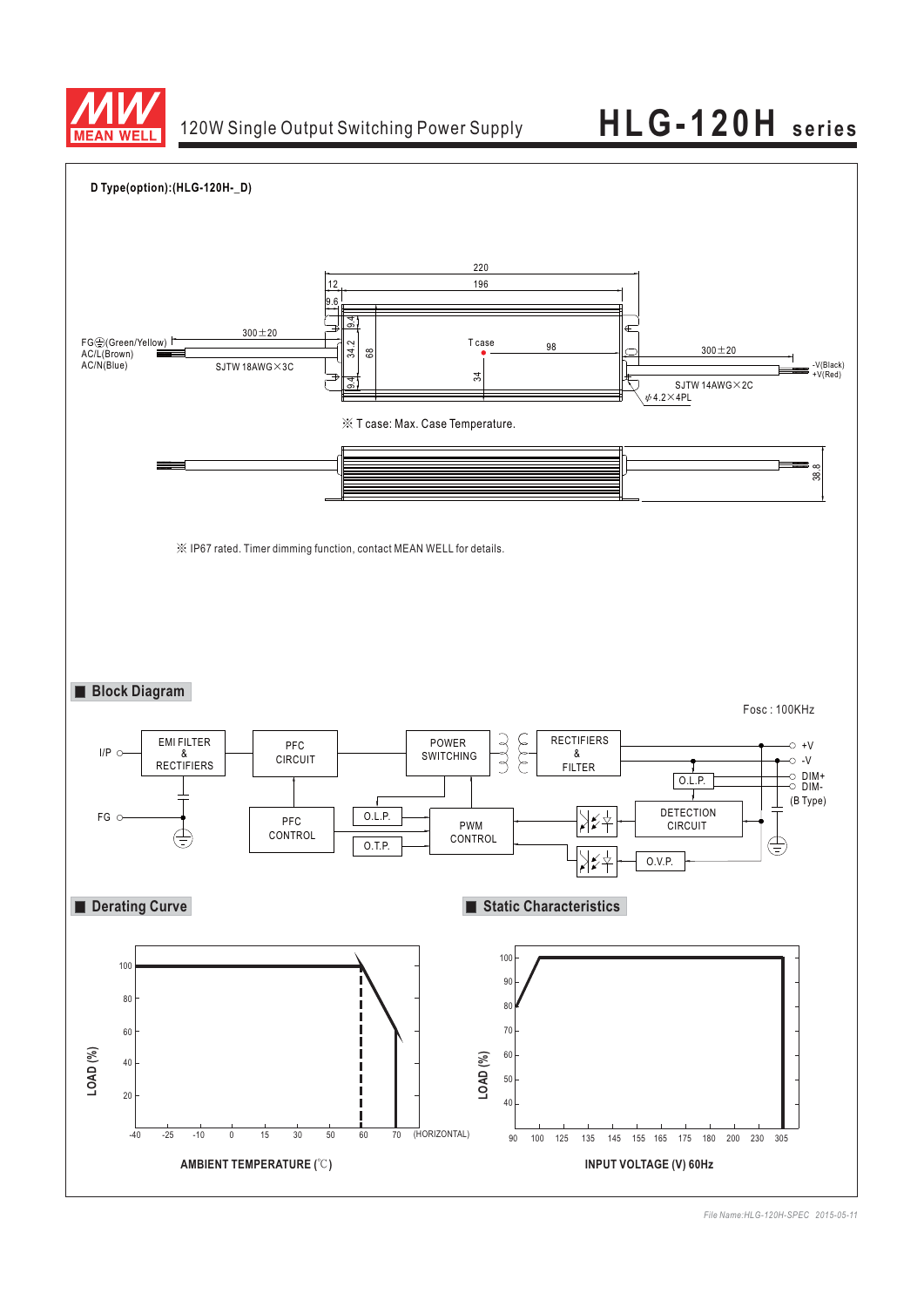**D Type(option):(HLG-120H-_D)**

220
196
12
9.6
9.4
34.2
68
9.4
T case
98
34
10
300±20
FG⏚(Green/Yellow)
AC/L(Brown)
AC/N(Blue)
SJTW 18AWG×3C
300±20
-V(Black)
+V(Red)
SJTW 14AWG×2C
ϕ4.2×4PL

※ T case: Max. Case Temperature.

38.8

※ IP67 rated. Timer dimming function, contact MEAN WELL for details.

## Block Diagram

Fosc : 100KHz

I/P
FG
EMI FILTER & RECTIFIERS
PFC CIRCUIT
PFC CONTROL
POWER SWITCHING
O.L.P.
O.T.P.
PWM CONTROL
RECTIFIERS & FILTER
O.L.P.
DETECTION CIRCUIT
O.V.P.
+V
-V
DIM+
DIM-
(B Type)

## Derating Curve

LOAD (%)
100
80
60
40
20
-40 -25 -10 0 15 30 50 60 70 (HORIZONTAL)
AMBIENT TEMPERATURE (℃)

## Static Characteristics

LOAD (%)
100
90
80
70
60
50
40
90 100 125 135 145 155 165 175 180 200 230 305
INPUT VOLTAGE (V) 60Hz

*File Name:HLG-120H-SPEC 2015-05-11*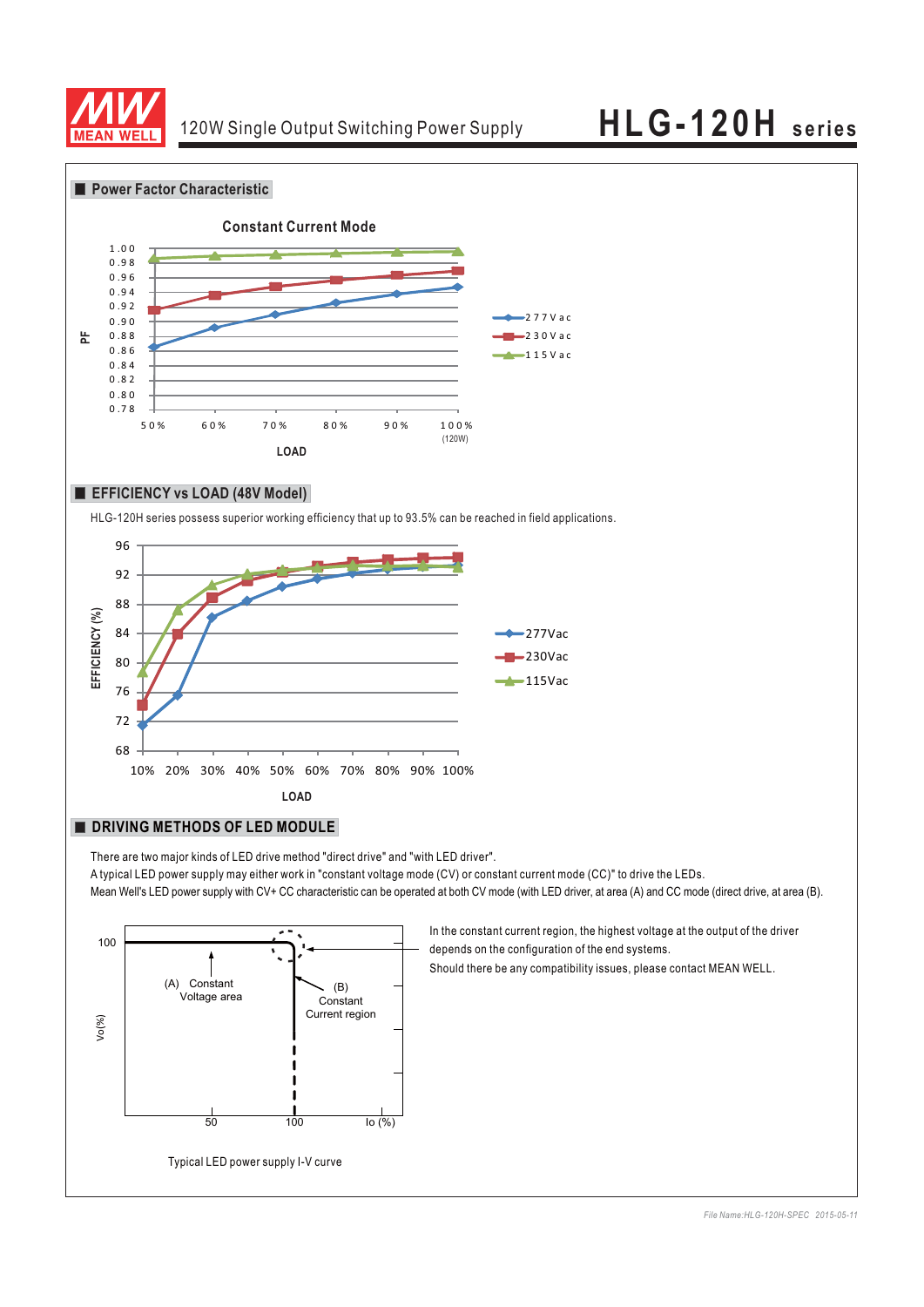## Power Factor Characteristic

Constant Current Mode

PF

1.00
0.98
0.96
0.94
0.92
0.90
0.88
0.86
0.84
0.82
0.80
0.78

50% 60% 70% 80% 90% 100% (120W)

LOAD

277Vac
230Vac
115Vac

## EFFICIENCY vs LOAD (48V Model)

HLG-120H series possess superior working efficiency that up to 93.5% can be reached in field applications.

EFFICIENCY (%)

96
92
88
84
80
76
72
68

10% 20% 30% 40% 50% 60% 70% 80% 90% 100%

LOAD

277Vac
230Vac
115Vac

## DRIVING METHODS OF LED MODULE

There are two major kinds of LED drive method "direct drive" and "with LED driver".

A typical LED power supply may either work in "constant voltage mode (CV) or constant current mode (CC)" to drive the LEDs.

Mean Well's LED power supply with CV+ CC characteristic can be operated at both CV mode (with LED driver, at area (A) and CC mode (direct drive, at area (B).

Vo(%)

100

(A) Constant Voltage area

(B) Constant Current region

50 100 Io (%)

Typical LED power supply I-V curve

In the constant current region, the highest voltage at the output of the driver depends on the configuration of the end systems.

Should there be any compatibility issues, please contact MEAN WELL.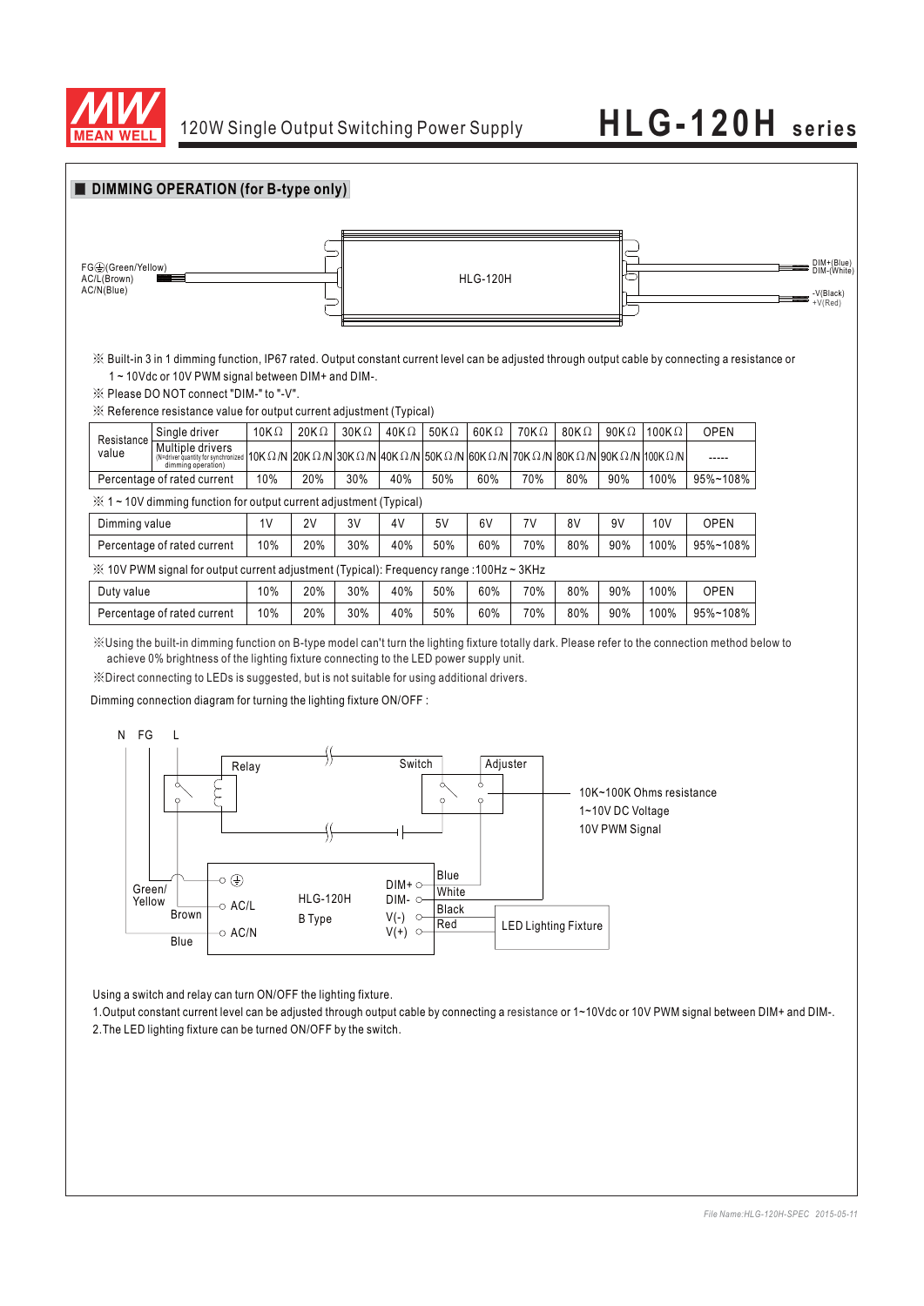## DIMMING OPERATION (for B-type only)

FG⏚(Green/Yellow)
AC/L(Brown)
AC/N(Blue)

HLG-120H

DIM+(Blue)
DIM-(White)
-V(Black)
+V(Red)

※ Built-in 3 in 1 dimming function, IP67 rated. Output constant current level can be adjusted through output cable by connecting a resistance or 1 ~ 10Vdc or 10V PWM signal between DIM+ and DIM-.

※ Please DO NOT connect "DIM-" to "-V".

※ Reference resistance value for output current adjustment (Typical)

| Resistance value | | | | | | | | | | | | |
|---|---|---|---|---|---|---|---|---|---|---|---|---|
| Resistance value | Single driver | 10KΩ | 20KΩ | 30KΩ | 40KΩ | 50KΩ | 60KΩ | 70KΩ | 80KΩ | 90KΩ | 100KΩ | OPEN |
| | Multiple drivers (N=driver quantity for synchronized dimming operation) | 10KΩ/N | 20KΩ/N | 30KΩ/N | 40KΩ/N | 50KΩ/N | 60KΩ/N | 70KΩ/N | 80KΩ/N | 90KΩ/N | 100KΩ/N | ----- |
| Percentage of rated current | | 10% | 20% | 30% | 40% | 50% | 60% | 70% | 80% | 90% | 100% | 95%~108% |

※ 1 ~ 10V dimming function for output current adjustment (Typical)

| Dimming value | 1V | 2V | 3V | 4V | 5V | 6V | 7V | 8V | 9V | 10V | OPEN |
|---|---|---|---|---|---|---|---|---|---|---|---|
| Percentage of rated current | 10% | 20% | 30% | 40% | 50% | 60% | 70% | 80% | 90% | 100% | 95%~108% |

※ 10V PWM signal for output current adjustment (Typical): Frequency range :100Hz ~ 3KHz

| Duty value | 10% | 20% | 30% | 40% | 50% | 60% | 70% | 80% | 90% | 100% | OPEN |
|---|---|---|---|---|---|---|---|---|---|---|---|
| Percentage of rated current | 10% | 20% | 30% | 40% | 50% | 60% | 70% | 80% | 90% | 100% | 95%~108% |

※Using the built-in dimming function on B-type model can't turn the lighting fixture totally dark. Please refer to the connection method below to achieve 0% brightness of the lighting fixture connecting to the LED power supply unit.

※Direct connecting to LEDs is suggested, but is not suitable for using additional drivers.

Dimming connection diagram for turning the lighting fixture ON/OFF :

N FG L
Relay
Switch
Adjuster
10K~100K Ohms resistance
1~10V DC Voltage
10V PWM Signal
Green/Yellow
Brown
Blue
AC/L
AC/N
HLG-120H
B Type
DIM+
DIM-
V(-)
V(+)
Blue
White
Black
Red
LED Lighting Fixture

Using a switch and relay can turn ON/OFF the lighting fixture.

1.Output constant current level can be adjusted through output cable by connecting a resistance or 1~10Vdc or 10V PWM signal between DIM+ and DIM-.

2.The LED lighting fixture can be turned ON/OFF by the switch.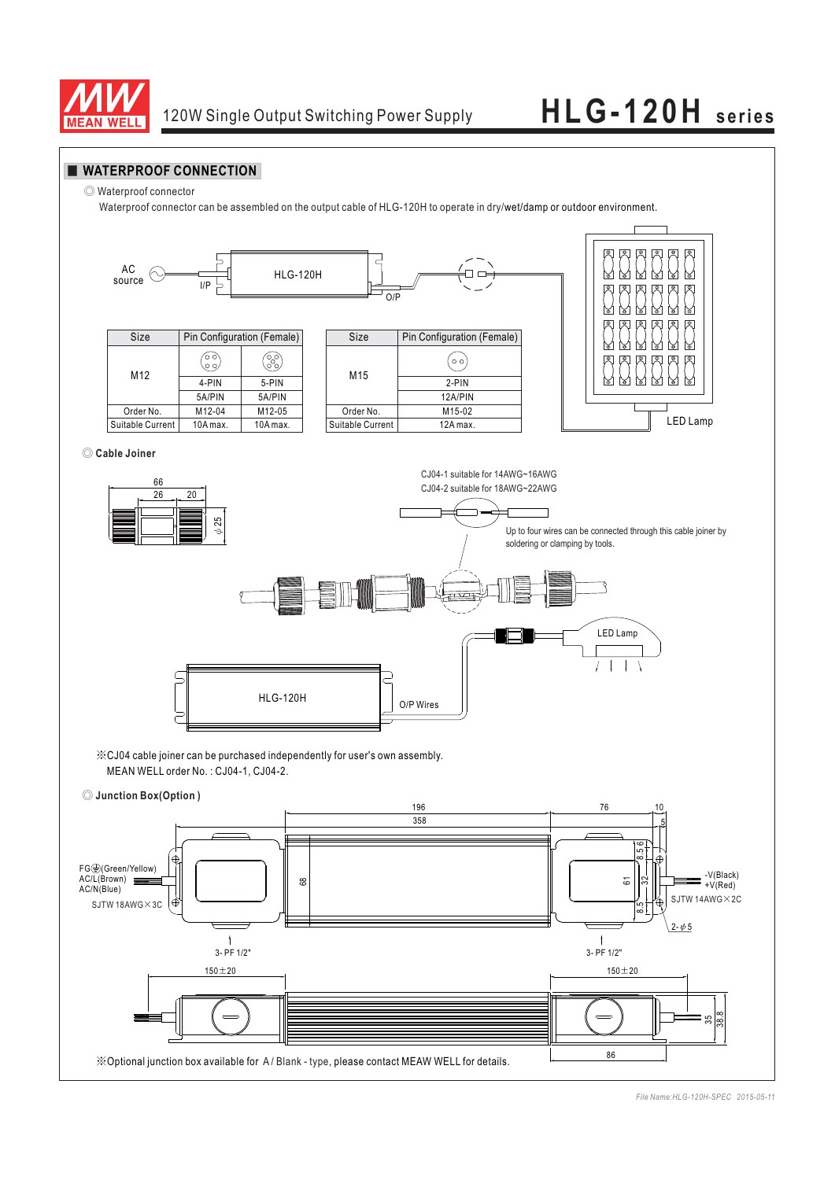## WATERPROOF CONNECTION

◎ Waterproof connector

Waterproof connector can be assembled on the output cable of HLG-120H to operate in dry/wet/damp or outdoor environment.

AC source — I/P — HLG-120H — O/P — LED Lamp

| Size | Pin Configuration (Female) | |
|---|---|---|
| M12 | 4-PIN | 5-PIN |
| | 5A/PIN | 5A/PIN |
| Order No. | M12-04 | M12-05 |
| Suitable Current | 10A max. | 10A max. |

| Size | Pin Configuration (Female) |
|---|---|
| M15 | 2-PIN |
| | 12A/PIN |
| Order No. | M15-02 |
| Suitable Current | 12A max. |

◎ **Cable Joiner**

66, 26, 20, φ25

CJ04-1 suitable for 14AWG~16AWG

CJ04-2 suitable for 18AWG~22AWG

Up to four wires can be connected through this cable joiner by soldering or clamping by tools.

LED Lamp

HLG-120H — O/P Wires

※CJ04 cable joiner can be purchased independently for user's own assembly.
MEAN WELL order No. : CJ04-1, CJ04-2.

◎ **Junction Box(Option)**

196, 76, 10, 358, 5, 8.5, 6, 68, 61, 32, 8.5

FG⏚(Green/Yellow)
AC/L(Brown)
AC/N(Blue)
SJTW 18AWG×3C

-V(Black)
+V(Red)
SJTW 14AWG×2C

2-φ5

3- PF 1/2"    3- PF 1/2"

150±20    150±20

35, 38.8, 86

※Optional junction box available for A / Blank - type, please contact MEAW WELL for details.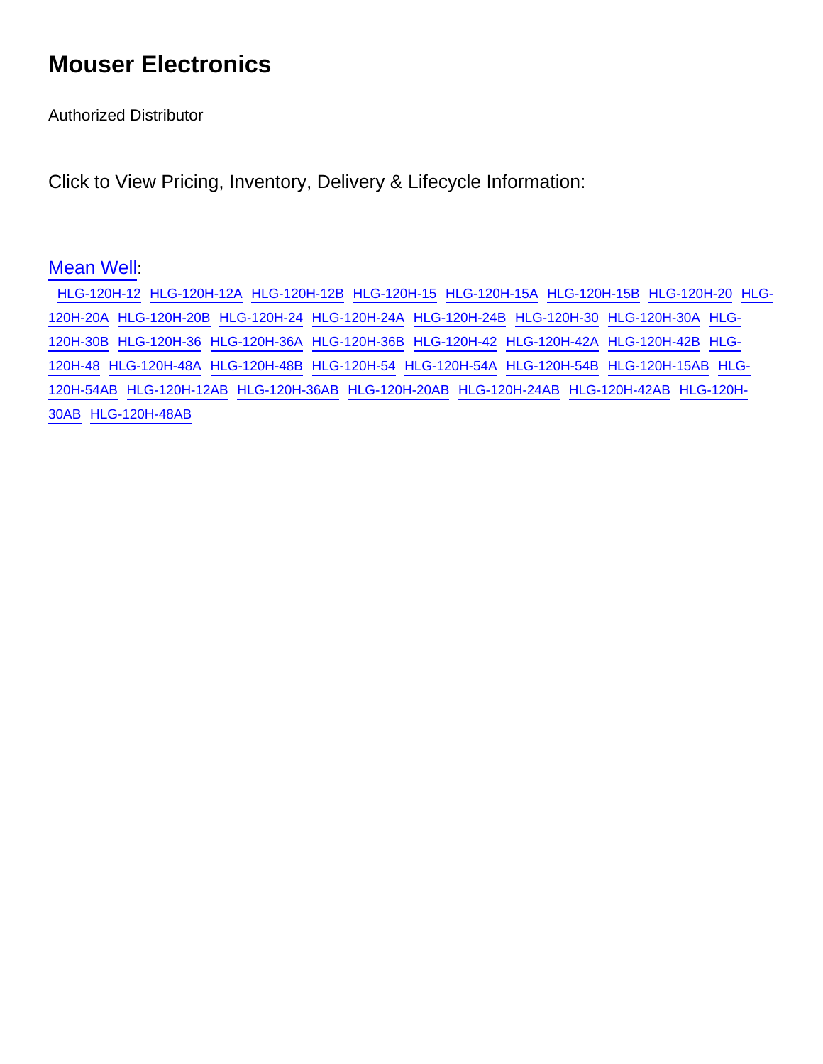# Mouser Electronics

Authorized Distributor

Click to View Pricing, Inventory, Delivery & Lifecycle Information:

Mean Well:

HLG-120H-12 HLG-120H-12A HLG-120H-12B HLG-120H-15 HLG-120H-15A HLG-120H-15B HLG-120H-20 HLG-120H-20A HLG-120H-20B HLG-120H-24 HLG-120H-24A HLG-120H-24B HLG-120H-30 HLG-120H-30A HLG-120H-30B HLG-120H-36 HLG-120H-36A HLG-120H-36B HLG-120H-42 HLG-120H-42A HLG-120H-42B HLG-120H-48 HLG-120H-48A HLG-120H-48B HLG-120H-54 HLG-120H-54A HLG-120H-54B HLG-120H-15AB HLG-120H-54AB HLG-120H-12AB HLG-120H-36AB HLG-120H-20AB HLG-120H-24AB HLG-120H-42AB HLG-120H-30AB HLG-120H-48AB